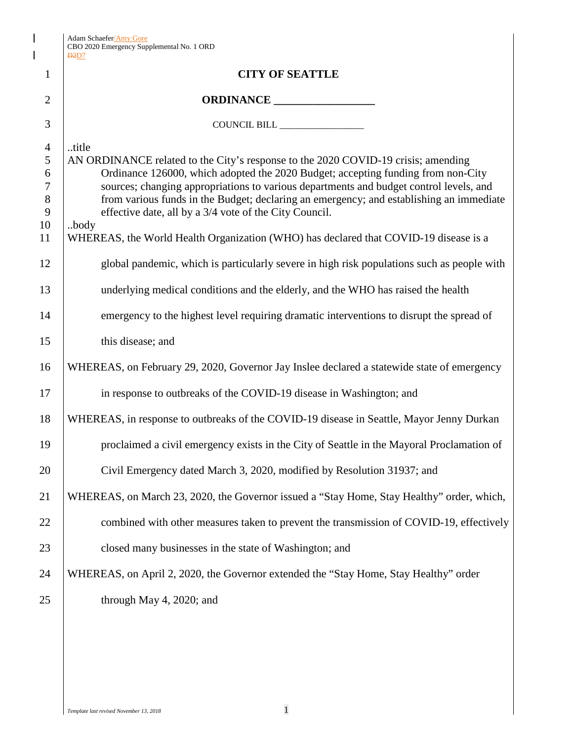Adam Schaefer/Amy Gore
CBO 2020 Emergency Supplemental No. 1 ORD
D2D7

**CITY OF SEATTLE**

**ORDINANCE __________________**

COUNCIL BILL __________________

..title

AN ORDINANCE related to the City's response to the 2020 COVID-19 crisis; amending Ordinance 126000, which adopted the 2020 Budget; accepting funding from non-City sources; changing appropriations to various departments and budget control levels, and from various funds in the Budget; declaring an emergency; and establishing an immediate effective date, all by a 3/4 vote of the City Council.

..body

WHEREAS, the World Health Organization (WHO) has declared that COVID-19 disease is a global pandemic, which is particularly severe in high risk populations such as people with underlying medical conditions and the elderly, and the WHO has raised the health emergency to the highest level requiring dramatic interventions to disrupt the spread of this disease; and

WHEREAS, on February 29, 2020, Governor Jay Inslee declared a statewide state of emergency in response to outbreaks of the COVID-19 disease in Washington; and

WHEREAS, in response to outbreaks of the COVID-19 disease in Seattle, Mayor Jenny Durkan proclaimed a civil emergency exists in the City of Seattle in the Mayoral Proclamation of Civil Emergency dated March 3, 2020, modified by Resolution 31937; and

WHEREAS, on March 23, 2020, the Governor issued a "Stay Home, Stay Healthy" order, which, combined with other measures taken to prevent the transmission of COVID-19, effectively closed many businesses in the state of Washington; and

WHEREAS, on April 2, 2020, the Governor extended the "Stay Home, Stay Healthy" order through May 4, 2020; and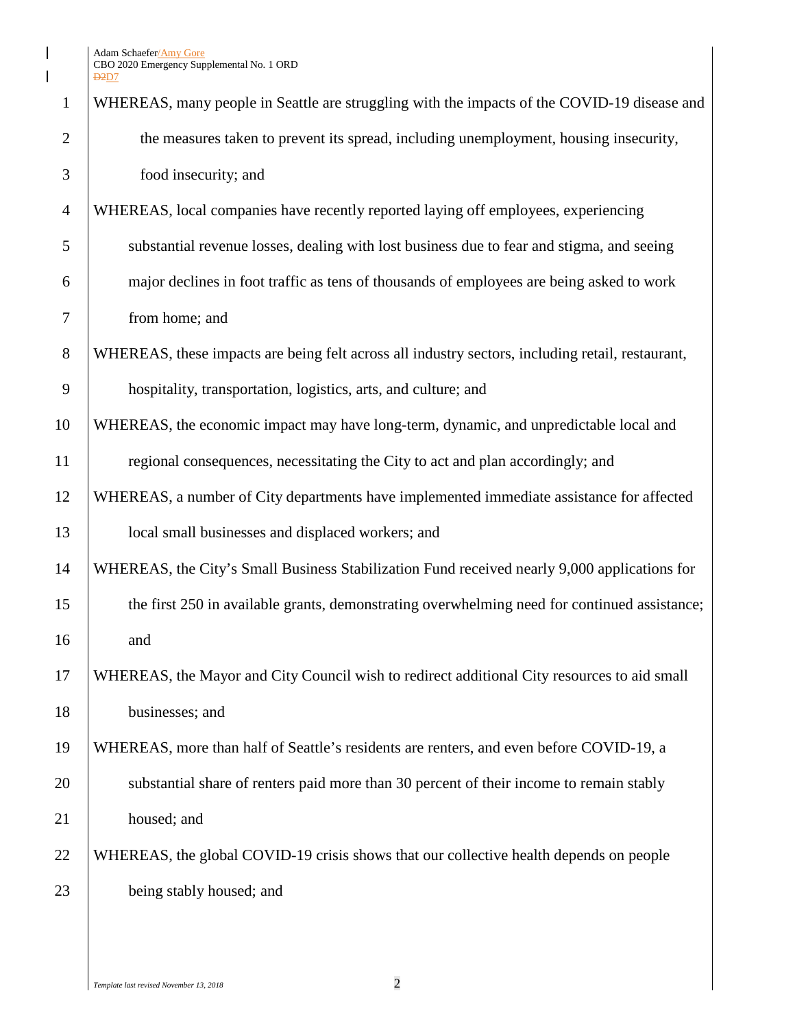WHEREAS, many people in Seattle are struggling with the impacts of the COVID-19 disease and the measures taken to prevent its spread, including unemployment, housing insecurity, food insecurity; and

WHEREAS, local companies have recently reported laying off employees, experiencing substantial revenue losses, dealing with lost business due to fear and stigma, and seeing major declines in foot traffic as tens of thousands of employees are being asked to work from home; and

WHEREAS, these impacts are being felt across all industry sectors, including retail, restaurant, hospitality, transportation, logistics, arts, and culture; and

WHEREAS, the economic impact may have long-term, dynamic, and unpredictable local and regional consequences, necessitating the City to act and plan accordingly; and

WHEREAS, a number of City departments have implemented immediate assistance for affected local small businesses and displaced workers; and

WHEREAS, the City's Small Business Stabilization Fund received nearly 9,000 applications for the first 250 in available grants, demonstrating overwhelming need for continued assistance; and

WHEREAS, the Mayor and City Council wish to redirect additional City resources to aid small businesses; and

WHEREAS, more than half of Seattle's residents are renters, and even before COVID-19, a substantial share of renters paid more than 30 percent of their income to remain stably housed; and

WHEREAS, the global COVID-19 crisis shows that our collective health depends on people being stably housed; and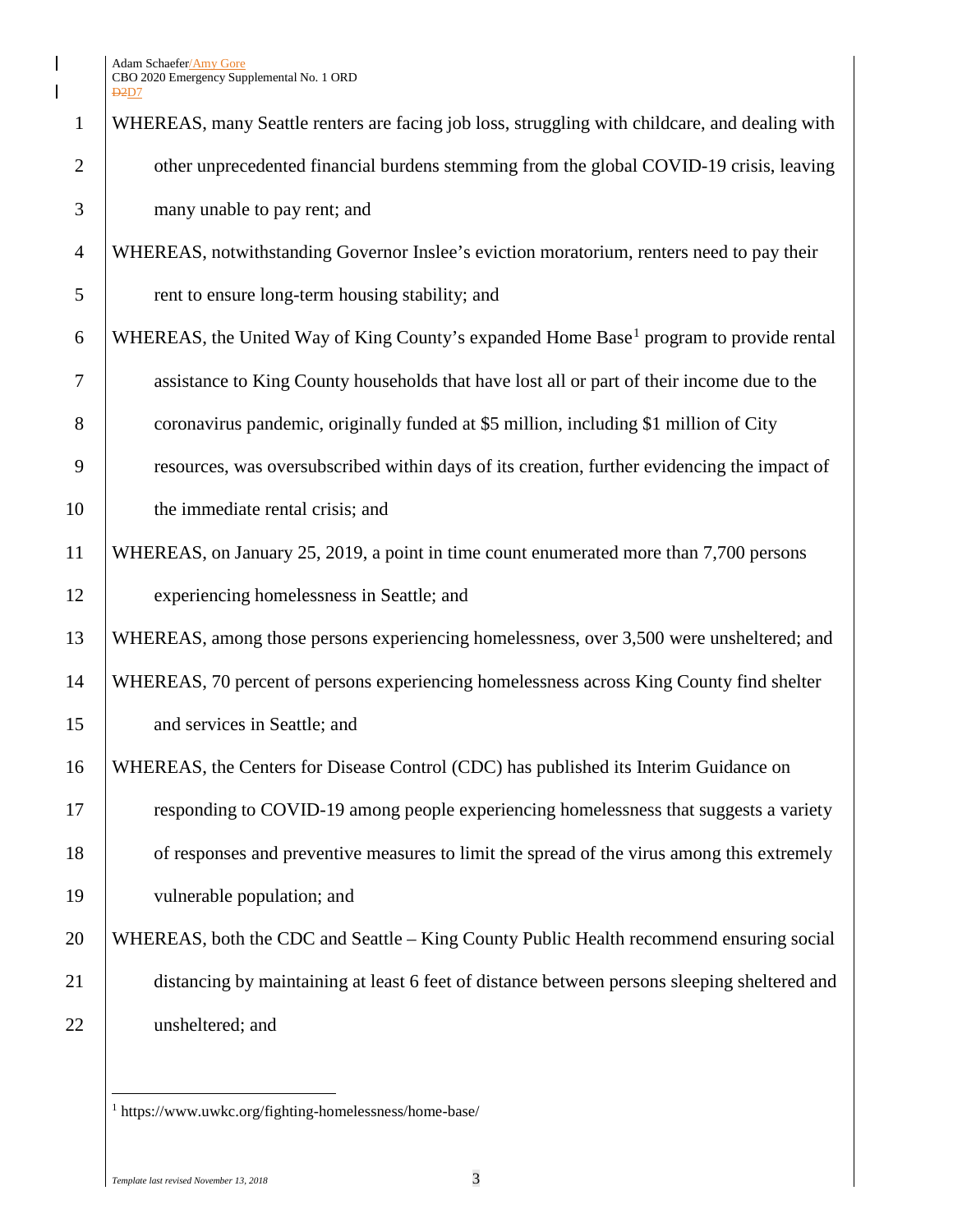WHEREAS, many Seattle renters are facing job loss, struggling with childcare, and dealing with other unprecedented financial burdens stemming from the global COVID-19 crisis, leaving many unable to pay rent; and

WHEREAS, notwithstanding Governor Inslee's eviction moratorium, renters need to pay their rent to ensure long-term housing stability; and

WHEREAS, the United Way of King County's expanded Home Base[1] program to provide rental assistance to King County households that have lost all or part of their income due to the coronavirus pandemic, originally funded at $5 million, including $1 million of City resources, was oversubscribed within days of its creation, further evidencing the impact of the immediate rental crisis; and

WHEREAS, on January 25, 2019, a point in time count enumerated more than 7,700 persons experiencing homelessness in Seattle; and

WHEREAS, among those persons experiencing homelessness, over 3,500 were unsheltered; and

WHEREAS, 70 percent of persons experiencing homelessness across King County find shelter and services in Seattle; and

WHEREAS, the Centers for Disease Control (CDC) has published its Interim Guidance on responding to COVID-19 among people experiencing homelessness that suggests a variety of responses and preventive measures to limit the spread of the virus among this extremely vulnerable population; and

WHEREAS, both the CDC and Seattle – King County Public Health recommend ensuring social distancing by maintaining at least 6 feet of distance between persons sleeping sheltered and unsheltered; and

[1] https://www.uwkc.org/fighting-homelessness/home-base/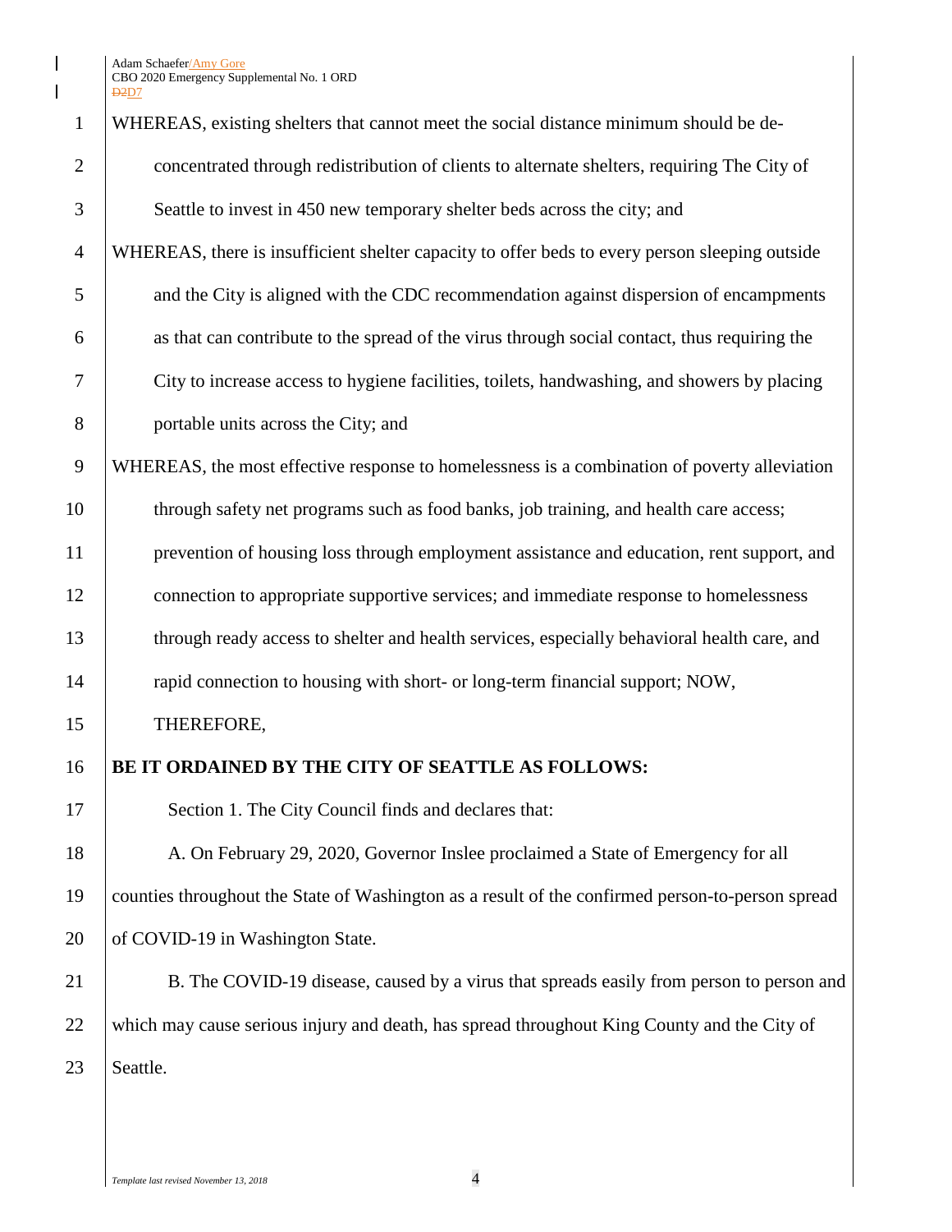WHEREAS, existing shelters that cannot meet the social distance minimum should be de-concentrated through redistribution of clients to alternate shelters, requiring The City of Seattle to invest in 450 new temporary shelter beds across the city; and

WHEREAS, there is insufficient shelter capacity to offer beds to every person sleeping outside and the City is aligned with the CDC recommendation against dispersion of encampments as that can contribute to the spread of the virus through social contact, thus requiring the City to increase access to hygiene facilities, toilets, handwashing, and showers by placing portable units across the City; and

WHEREAS, the most effective response to homelessness is a combination of poverty alleviation through safety net programs such as food banks, job training, and health care access; prevention of housing loss through employment assistance and education, rent support, and connection to appropriate supportive services; and immediate response to homelessness through ready access to shelter and health services, especially behavioral health care, and rapid connection to housing with short- or long-term financial support; NOW, THEREFORE,

**BE IT ORDAINED BY THE CITY OF SEATTLE AS FOLLOWS:**

Section 1. The City Council finds and declares that:

A. On February 29, 2020, Governor Inslee proclaimed a State of Emergency for all counties throughout the State of Washington as a result of the confirmed person-to-person spread of COVID-19 in Washington State.

B. The COVID-19 disease, caused by a virus that spreads easily from person to person and which may cause serious injury and death, has spread throughout King County and the City of Seattle.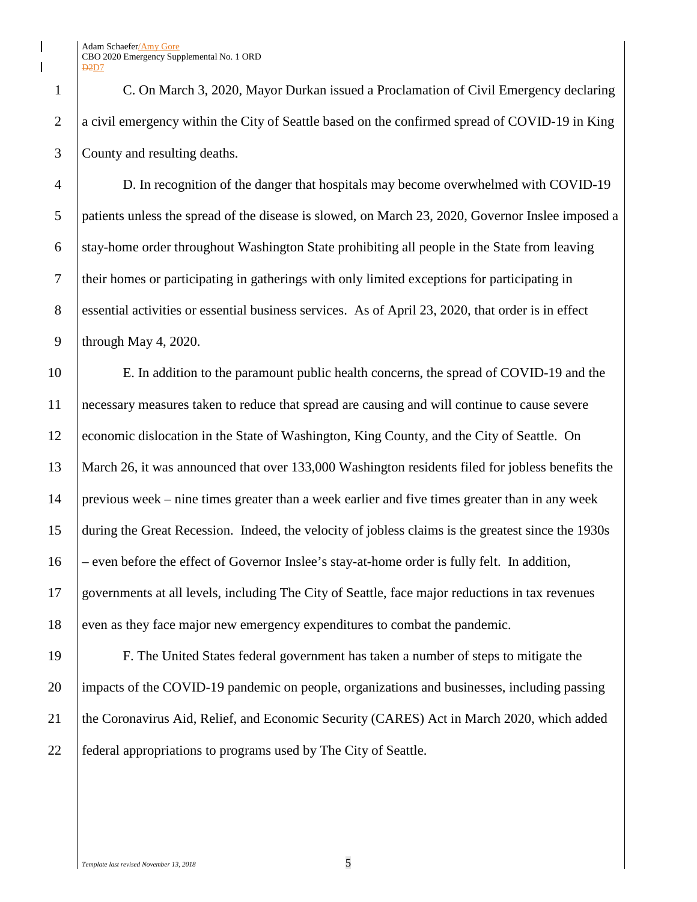C. On March 3, 2020, Mayor Durkan issued a Proclamation of Civil Emergency declaring a civil emergency within the City of Seattle based on the confirmed spread of COVID-19 in King County and resulting deaths.

D. In recognition of the danger that hospitals may become overwhelmed with COVID-19 patients unless the spread of the disease is slowed, on March 23, 2020, Governor Inslee imposed a stay-home order throughout Washington State prohibiting all people in the State from leaving their homes or participating in gatherings with only limited exceptions for participating in essential activities or essential business services. As of April 23, 2020, that order is in effect through May 4, 2020.

E. In addition to the paramount public health concerns, the spread of COVID-19 and the necessary measures taken to reduce that spread are causing and will continue to cause severe economic dislocation in the State of Washington, King County, and the City of Seattle. On March 26, it was announced that over 133,000 Washington residents filed for jobless benefits the previous week – nine times greater than a week earlier and five times greater than in any week during the Great Recession. Indeed, the velocity of jobless claims is the greatest since the 1930s – even before the effect of Governor Inslee's stay-at-home order is fully felt. In addition, governments at all levels, including The City of Seattle, face major reductions in tax revenues even as they face major new emergency expenditures to combat the pandemic.

F. The United States federal government has taken a number of steps to mitigate the impacts of the COVID-19 pandemic on people, organizations and businesses, including passing the Coronavirus Aid, Relief, and Economic Security (CARES) Act in March 2020, which added federal appropriations to programs used by The City of Seattle.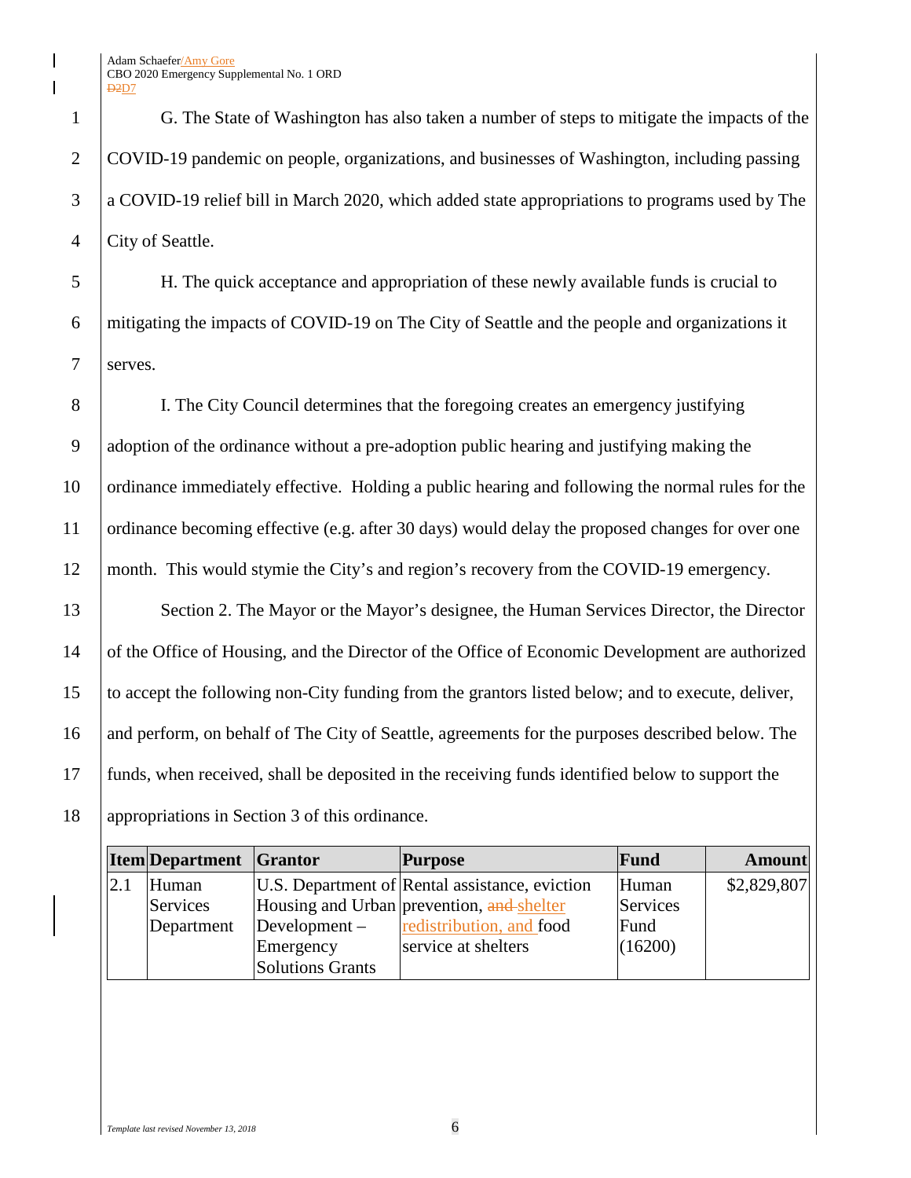G. The State of Washington has also taken a number of steps to mitigate the impacts of the COVID-19 pandemic on people, organizations, and businesses of Washington, including passing a COVID-19 relief bill in March 2020, which added state appropriations to programs used by The City of Seattle.

H. The quick acceptance and appropriation of these newly available funds is crucial to mitigating the impacts of COVID-19 on The City of Seattle and the people and organizations it serves.

I. The City Council determines that the foregoing creates an emergency justifying adoption of the ordinance without a pre-adoption public hearing and justifying making the ordinance immediately effective. Holding a public hearing and following the normal rules for the ordinance becoming effective (e.g. after 30 days) would delay the proposed changes for over one month. This would stymie the City's and region's recovery from the COVID-19 emergency.

Section 2. The Mayor or the Mayor's designee, the Human Services Director, the Director of the Office of Housing, and the Director of the Office of Economic Development are authorized to accept the following non-City funding from the grantors listed below; and to execute, deliver, and perform, on behalf of The City of Seattle, agreements for the purposes described below. The funds, when received, shall be deposited in the receiving funds identified below to support the appropriations in Section 3 of this ordinance.

| Item | Department | Grantor | Purpose | Fund | Amount |
|---|---|---|---|---|---|
| 2.1 | Human Services Department | U.S. Department of Housing and Urban Development – Emergency Solutions Grants | Rental assistance, eviction prevention, ~~and~~ shelter redistribution, and food service at shelters | Human Services Fund (16200) | $2,829,807 |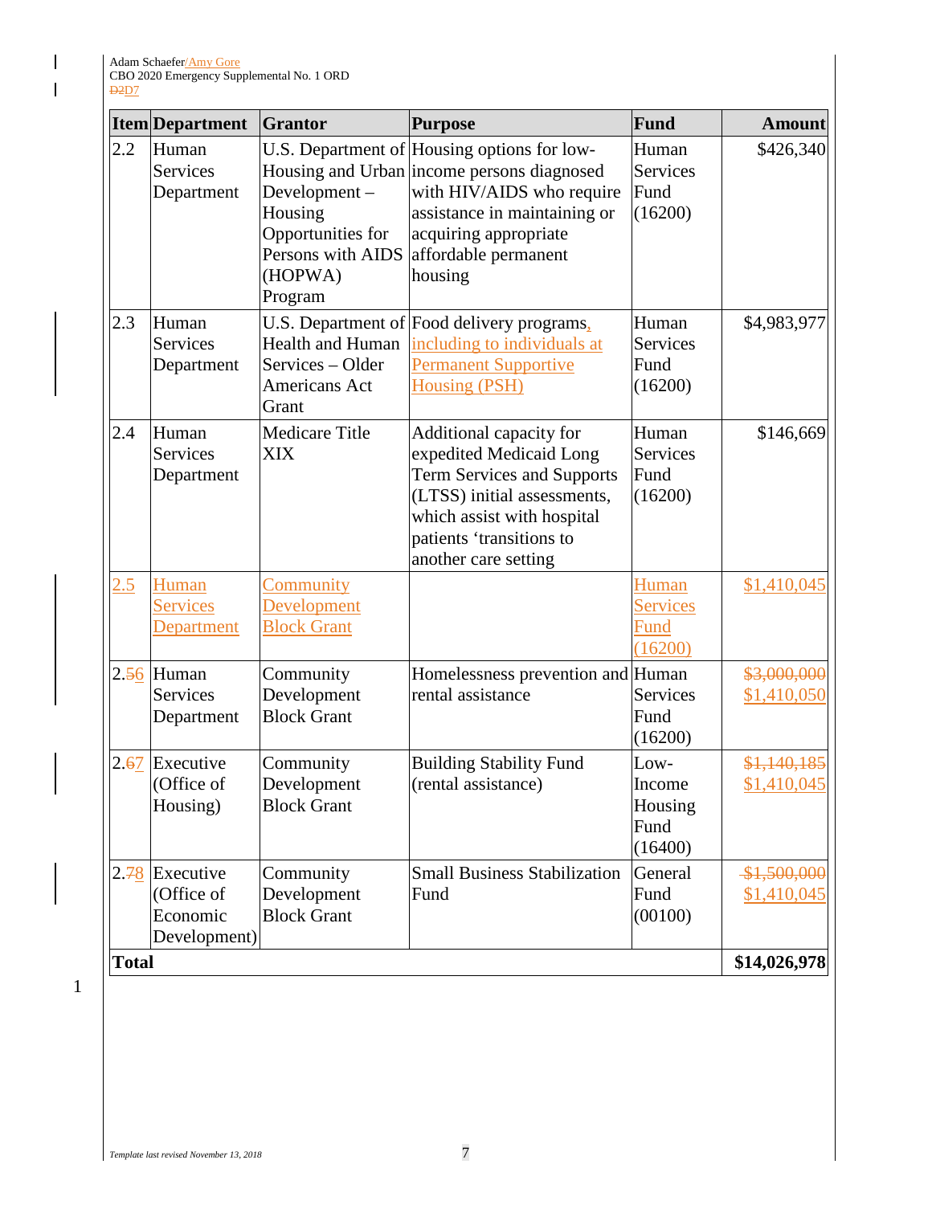| Item | Department | Grantor | Purpose | Fund | Amount |
|---|---|---|---|---|---|
| 2.2 | Human Services Department | U.S. Department of Housing and Urban Development – Housing Opportunities for Persons with AIDS (HOPWA) Program | Housing options for low-income persons diagnosed with HIV/AIDS who require assistance in maintaining or acquiring appropriate affordable permanent housing | Human Services Fund (16200) | $426,340 |
| 2.3 | Human Services Department | U.S. Department of Health and Human Services – Older Americans Act Grant | Food delivery programs, including to individuals at Permanent Supportive Housing (PSH) | Human Services Fund (16200) | $4,983,977 |
| 2.4 | Human Services Department | Medicare Title XIX | Additional capacity for expedited Medicaid Long Term Services and Supports (LTSS) initial assessments, which assist with hospital patients 'transitions to another care setting | Human Services Fund (16200) | $146,669 |
| 2.5 | Human Services Department | Community Development Block Grant | | Human Services Fund (16200) | $1,410,045 |
| 2.~~5~~6 | Human Services Department | Community Development Block Grant | Homelessness prevention and rental assistance | Human Services Fund (16200) | ~~$3,000,000~~ $1,410,050 |
| 2.~~6~~7 | Executive (Office of Housing) | Community Development Block Grant | Building Stability Fund (rental assistance) | Low-Income Housing Fund (16400) | ~~$1,140,185~~ $1,410,045 |
| 2.~~7~~8 | Executive (Office of Economic Development) | Community Development Block Grant | Small Business Stabilization Fund | General Fund (00100) | ~~$1,500,000~~ $1,410,045 |
| **Total** | | | | | **$14,026,978** |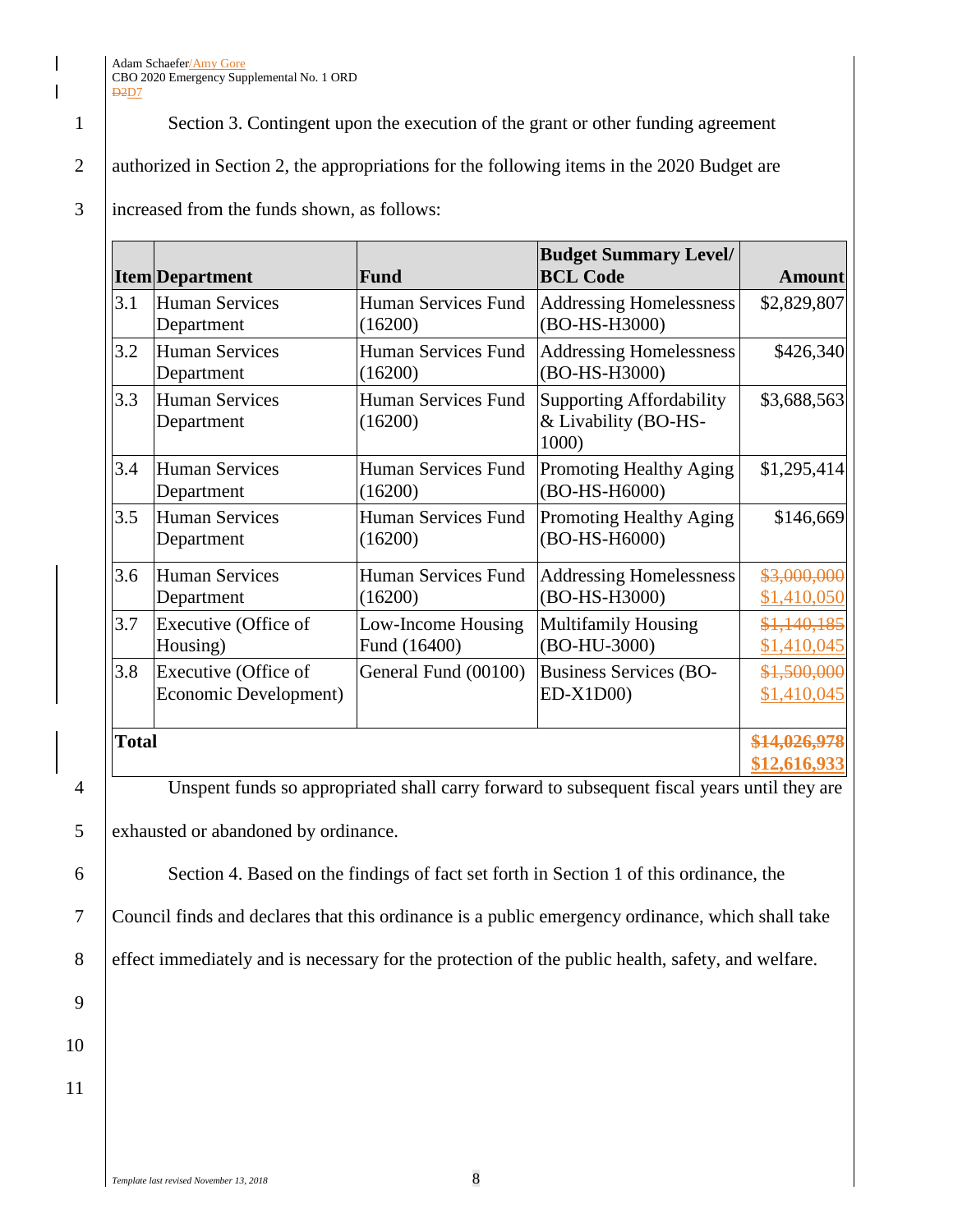Section 3. Contingent upon the execution of the grant or other funding agreement authorized in Section 2, the appropriations for the following items in the 2020 Budget are increased from the funds shown, as follows:

| Item | Department | Fund | Budget Summary Level/ BCL Code | Amount |
|---|---|---|---|---|
| 3.1 | Human Services Department | Human Services Fund (16200) | Addressing Homelessness (BO-HS-H3000) | $2,829,807 |
| 3.2 | Human Services Department | Human Services Fund (16200) | Addressing Homelessness (BO-HS-H3000) | $426,340 |
| 3.3 | Human Services Department | Human Services Fund (16200) | Supporting Affordability & Livability (BO-HS-1000) | $3,688,563 |
| 3.4 | Human Services Department | Human Services Fund (16200) | Promoting Healthy Aging (BO-HS-H6000) | $1,295,414 |
| 3.5 | Human Services Department | Human Services Fund (16200) | Promoting Healthy Aging (BO-HS-H6000) | $146,669 |
| 3.6 | Human Services Department | Human Services Fund (16200) | Addressing Homelessness (BO-HS-H3000) | ~~$3,000,000~~ $1,410,050 |
| 3.7 | Executive (Office of Housing) | Low-Income Housing Fund (16400) | Multifamily Housing (BO-HU-3000) | ~~$1,140,185~~ $1,410,045 |
| 3.8 | Executive (Office of Economic Development) | General Fund (00100) | Business Services (BO-ED-X1D00) | ~~$1,500,000~~ $1,410,045 |
| **Total** | | | | ~~**$14,026,978**~~ **$12,616,933** |

Unspent funds so appropriated shall carry forward to subsequent fiscal years until they are exhausted or abandoned by ordinance.

Section 4. Based on the findings of fact set forth in Section 1 of this ordinance, the Council finds and declares that this ordinance is a public emergency ordinance, which shall take effect immediately and is necessary for the protection of the public health, safety, and welfare.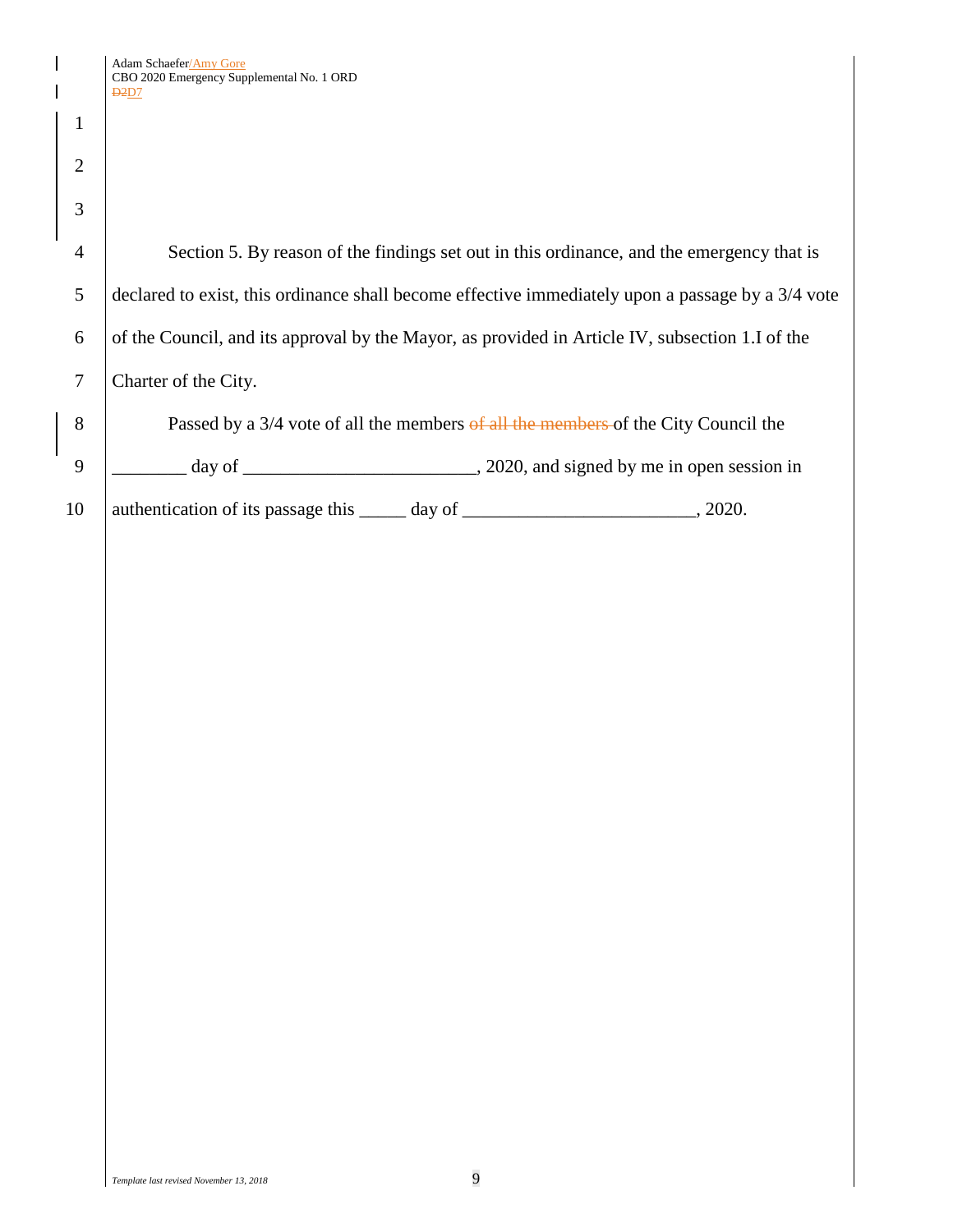Section 5. By reason of the findings set out in this ordinance, and the emergency that is declared to exist, this ordinance shall become effective immediately upon a passage by a 3/4 vote of the Council, and its approval by the Mayor, as provided in Article IV, subsection 1.I of the Charter of the City.

Passed by a 3/4 vote of all the members ~~of all the members~~ of the City Council the ________ day of _________________________, 2020, and signed by me in open session in authentication of its passage this _____ day of _________________________, 2020.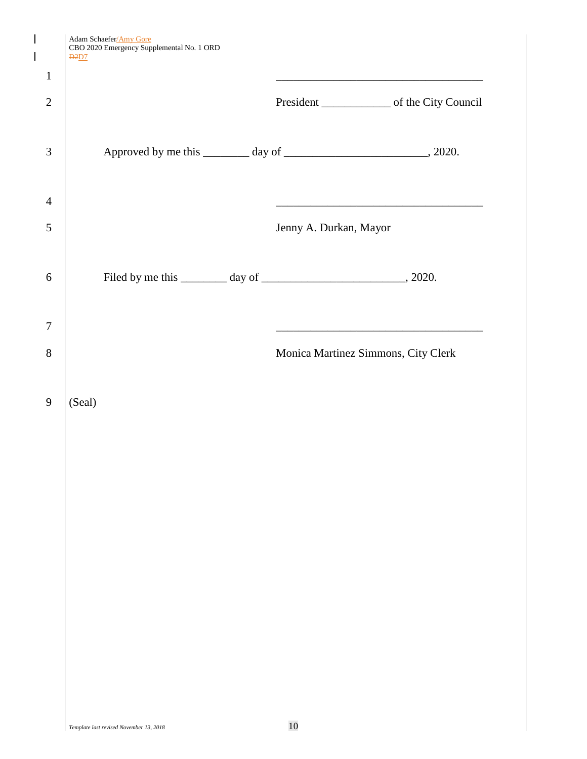\_\_\_\_\_\_\_\_\_\_\_\_\_\_\_\_\_\_\_\_\_\_\_\_\_\_\_\_\_\_\_\_\_\_\_\_\_

President \_\_\_\_\_\_\_\_\_\_\_\_ of the City Council

Approved by me this \_\_\_\_\_\_\_\_ day of \_\_\_\_\_\_\_\_\_\_\_\_\_\_\_\_\_\_\_\_\_\_\_\_\_, 2020.

\_\_\_\_\_\_\_\_\_\_\_\_\_\_\_\_\_\_\_\_\_\_\_\_\_\_\_\_\_\_\_\_\_\_\_\_\_

Jenny A. Durkan, Mayor

Filed by me this \_\_\_\_\_\_\_\_ day of \_\_\_\_\_\_\_\_\_\_\_\_\_\_\_\_\_\_\_\_\_\_\_\_\_, 2020.

\_\_\_\_\_\_\_\_\_\_\_\_\_\_\_\_\_\_\_\_\_\_\_\_\_\_\_\_\_\_\_\_\_\_\_\_\_

Monica Martinez Simmons, City Clerk

(Seal)